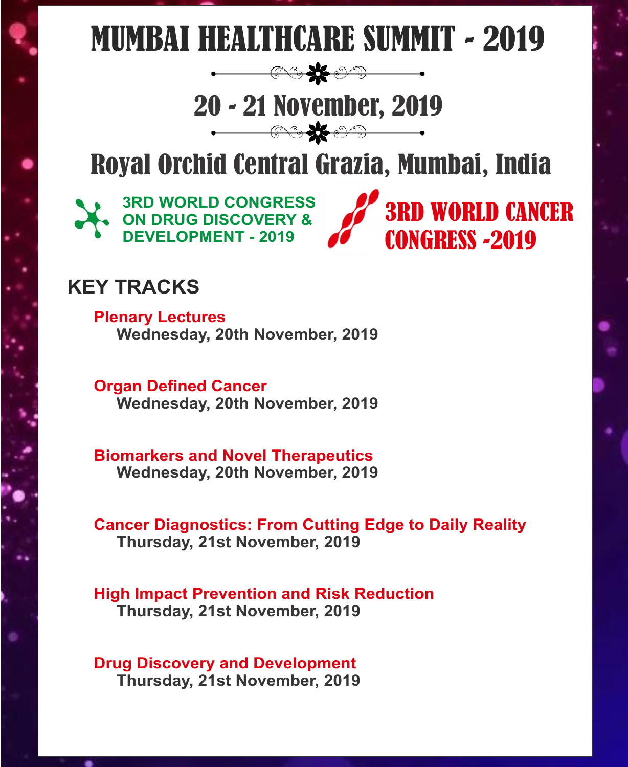# MUMBAI HEALTHCARE SUMMIT - 2019

## 20 - 21 November, 2019

## Royal Orchid Central Grazia, Mumbai, India

**3RD WORLD CONGRESS ON DRUG DISCOVERY & DEVELOPMENT - 2019**

**3RD WORLD CANCER CONGRESS -2019**

## KEY TRACKS

**Plenary Lectures**
**Wednesday, 20th November, 2019**

**Organ Defined Cancer**
**Wednesday, 20th November, 2019**

**Biomarkers and Novel Therapeutics**
**Wednesday, 20th November, 2019**

**Cancer Diagnostics: From Cutting Edge to Daily Reality**
**Thursday, 21st November, 2019**

**High Impact Prevention and Risk Reduction**
**Thursday, 21st November, 2019**

**Drug Discovery and Development**
**Thursday, 21st November, 2019**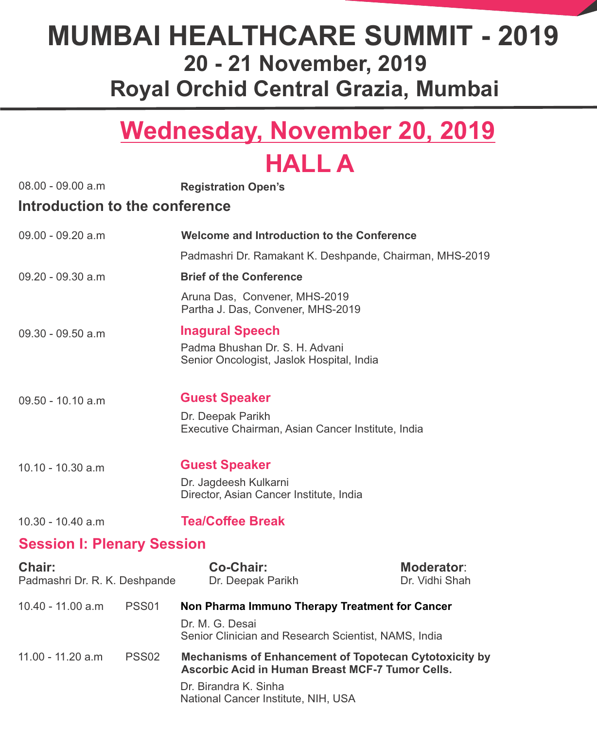# MUMBAI HEALTHCARE SUMMIT - 2019

## 20 - 21 November, 2019

## Royal Orchid Central Grazia, Mumbai

## Wednesday, November 20, 2019

## HALL A

08.00 - 09.00 a.m — **Registration Open's**

### Introduction to the conference

09.00 - 09.20 a.m — **Welcome and Introduction to the Conference**

Padmashri Dr. Ramakant K. Deshpande, Chairman, MHS-2019

09.20 - 09.30 a.m — **Brief of the Conference**

Aruna Das, Convener, MHS-2019
Partha J. Das, Convener, MHS-2019

09.30 - 09.50 a.m — **Inagural Speech**

Padma Bhushan Dr. S. H. Advani
Senior Oncologist, Jaslok Hospital, India

09.50 - 10.10 a.m — **Guest Speaker**

Dr. Deepak Parikh
Executive Chairman, Asian Cancer Institute, India

10.10 - 10.30 a.m — **Guest Speaker**

Dr. Jagdeesh Kulkarni
Director, Asian Cancer Institute, India

10.30 - 10.40 a.m — **Tea/Coffee Break**

### Session I: Plenary Session

**Chair:** Padmashri Dr. R. K. Deshpande

**Co-Chair:** Dr. Deepak Parikh

**Moderator**: Dr. Vidhi Shah

10.40 - 11.00 a.m — PSS01 — **Non Pharma Immuno Therapy Treatment for Cancer**

Dr. M. G. Desai
Senior Clinician and Research Scientist, NAMS, India

11.00 - 11.20 a.m — PSS02 — **Mechanisms of Enhancement of Topotecan Cytotoxicity by Ascorbic Acid in Human Breast MCF-7 Tumor Cells.**

Dr. Birandra K. Sinha
National Cancer Institute, NIH, USA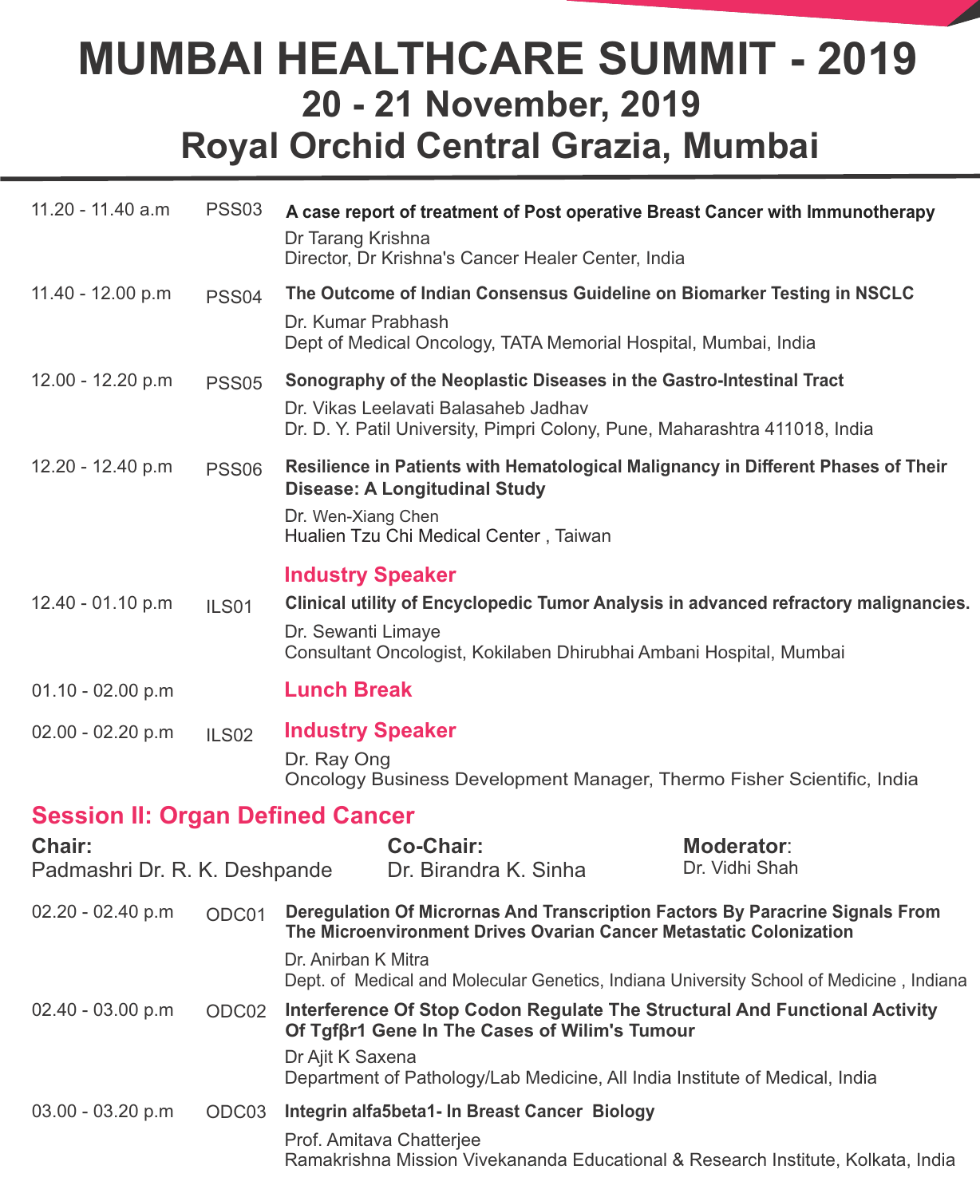# MUMBAI HEALTHCARE SUMMIT - 2019

## 20 - 21 November, 2019

## Royal Orchid Central Grazia, Mumbai

| Time | Code | Details |
|---|---|---|
| 11.20 - 11.40 a.m | PSS03 | **A case report of treatment of Post operative Breast Cancer with Immunotherapy**<br>Dr Tarang Krishna<br>Director, Dr Krishna's Cancer Healer Center, India |
| 11.40 - 12.00 p.m | PSS04 | **The Outcome of Indian Consensus Guideline on Biomarker Testing in NSCLC**<br>Dr. Kumar Prabhash<br>Dept of Medical Oncology, TATA Memorial Hospital, Mumbai, India |
| 12.00 - 12.20 p.m | PSS05 | **Sonography of the Neoplastic Diseases in the Gastro-Intestinal Tract**<br>Dr. Vikas Leelavati Balasaheb Jadhav<br>Dr. D. Y. Patil University, Pimpri Colony, Pune, Maharashtra 411018, India |
| 12.20 - 12.40 p.m | PSS06 | **Resilience in Patients with Hematological Malignancy in Different Phases of Their Disease: A Longitudinal Study**<br>Dr. Wen-Xiang Chen<br>Hualien Tzu Chi Medical Center , Taiwan |
| 12.40 - 01.10 p.m | ILS01 | **Industry Speaker**<br>**Clinical utility of Encyclopedic Tumor Analysis in advanced refractory malignancies.**<br>Dr. Sewanti Limaye<br>Consultant Oncologist, Kokilaben Dhirubhai Ambani Hospital, Mumbai |
| 01.10 - 02.00 p.m | | **Lunch Break** |
| 02.00 - 02.20 p.m | ILS02 | **Industry Speaker**<br>Dr. Ray Ong<br>Oncology Business Development Manager, Thermo Fisher Scientific, India |

### Session II: Organ Defined Cancer

**Chair:** Padmashri Dr. R. K. Deshpande

**Co-Chair:** Dr. Birandra K. Sinha

**Moderator**: Dr. Vidhi Shah

| Time | Code | Details |
|---|---|---|
| 02.20 - 02.40 p.m | ODC01 | **Deregulation Of Micrornas And Transcription Factors By Paracrine Signals From The Microenvironment Drives Ovarian Cancer Metastatic Colonization**<br>Dr. Anirban K Mitra<br>Dept. of Medical and Molecular Genetics, Indiana University School of Medicine , Indiana |
| 02.40 - 03.00 p.m | ODC02 | **Interference Of Stop Codon Regulate The Structural And Functional Activity Of Tgfβr1 Gene In The Cases of Wilim's Tumour**<br>Dr Ajit K Saxena<br>Department of Pathology/Lab Medicine, All India Institute of Medical, India |
| 03.00 - 03.20 p.m | ODC03 | **Integrin alfa5beta1- In Breast Cancer Biology**<br>Prof. Amitava Chatterjee<br>Ramakrishna Mission Vivekananda Educational & Research Institute, Kolkata, India |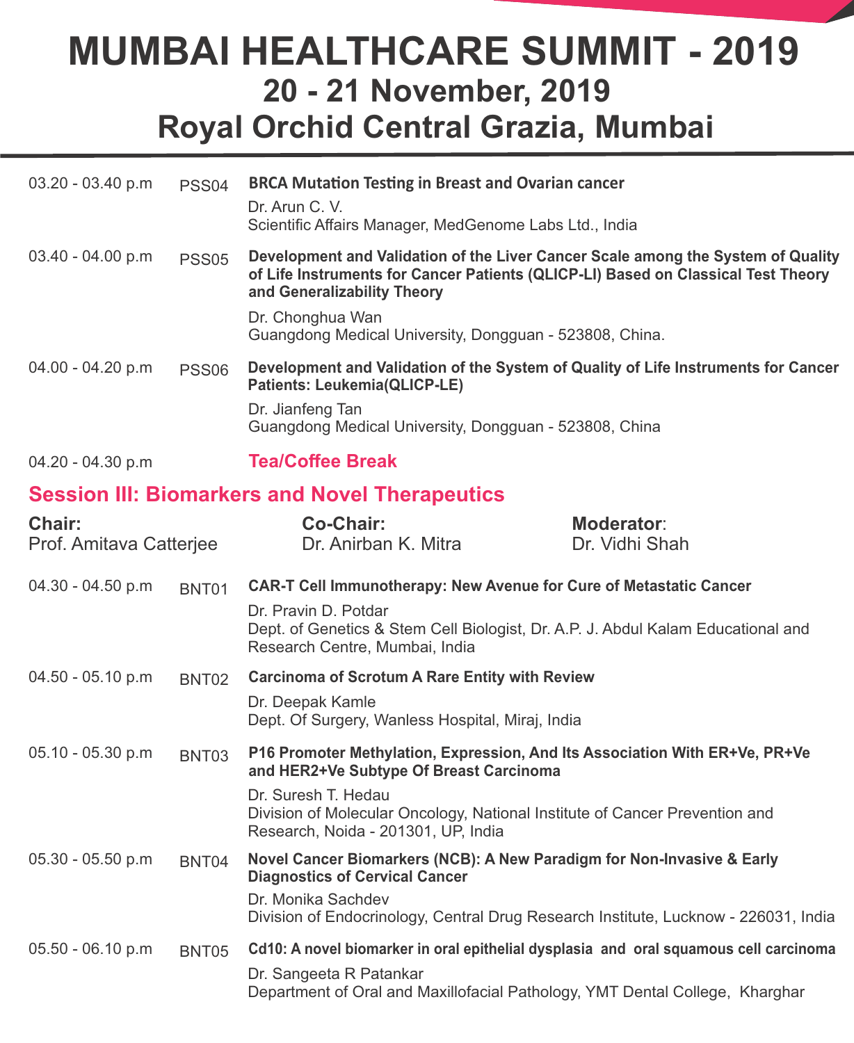# MUMBAI HEALTHCARE SUMMIT - 2019

## 20 - 21 November, 2019

## Royal Orchid Central Grazia, Mumbai

| | | |
|---|---|---|
| 03.20 - 03.40 p.m | PSS04 | **BRCA Mutation Testing in Breast and Ovarian cancer**<br>Dr. Arun C. V.<br>Scientific Affairs Manager, MedGenome Labs Ltd., India |
| 03.40 - 04.00 p.m | PSS05 | **Development and Validation of the Liver Cancer Scale among the System of Quality of Life Instruments for Cancer Patients (QLICP-LI) Based on Classical Test Theory and Generalizability Theory**<br>Dr. Chonghua Wan<br>Guangdong Medical University, Dongguan - 523808, China. |
| 04.00 - 04.20 p.m | PSS06 | **Development and Validation of the System of Quality of Life Instruments for Cancer Patients: Leukemia(QLICP-LE)**<br>Dr. Jianfeng Tan<br>Guangdong Medical University, Dongguan - 523808, China |
| 04.20 - 04.30 p.m | | **Tea/Coffee Break** |

## Session III: Biomarkers and Novel Therapeutics

**Chair:** Prof. Amitava Catterjee

**Co-Chair:** Dr. Anirban K. Mitra

**Moderator**: Dr. Vidhi Shah

| | | |
|---|---|---|
| 04.30 - 04.50 p.m | BNT01 | **CAR-T Cell Immunotherapy: New Avenue for Cure of Metastatic Cancer**<br>Dr. Pravin D. Potdar<br>Dept. of Genetics & Stem Cell Biologist, Dr. A.P. J. Abdul Kalam Educational and Research Centre, Mumbai, India |
| 04.50 - 05.10 p.m | BNT02 | **Carcinoma of Scrotum A Rare Entity with Review**<br>Dr. Deepak Kamle<br>Dept. Of Surgery, Wanless Hospital, Miraj, India |
| 05.10 - 05.30 p.m | BNT03 | **P16 Promoter Methylation, Expression, And Its Association With ER+Ve, PR+Ve and HER2+Ve Subtype Of Breast Carcinoma**<br>Dr. Suresh T. Hedau<br>Division of Molecular Oncology, National Institute of Cancer Prevention and Research, Noida - 201301, UP, India |
| 05.30 - 05.50 p.m | BNT04 | **Novel Cancer Biomarkers (NCB): A New Paradigm for Non-Invasive & Early Diagnostics of Cervical Cancer**<br>Dr. Monika Sachdev<br>Division of Endocrinology, Central Drug Research Institute, Lucknow - 226031, India |
| 05.50 - 06.10 p.m | BNT05 | **Cd10: A novel biomarker in oral epithelial dysplasia and oral squamous cell carcinoma**<br>Dr. Sangeeta R Patankar<br>Department of Oral and Maxillofacial Pathology, YMT Dental College, Kharghar |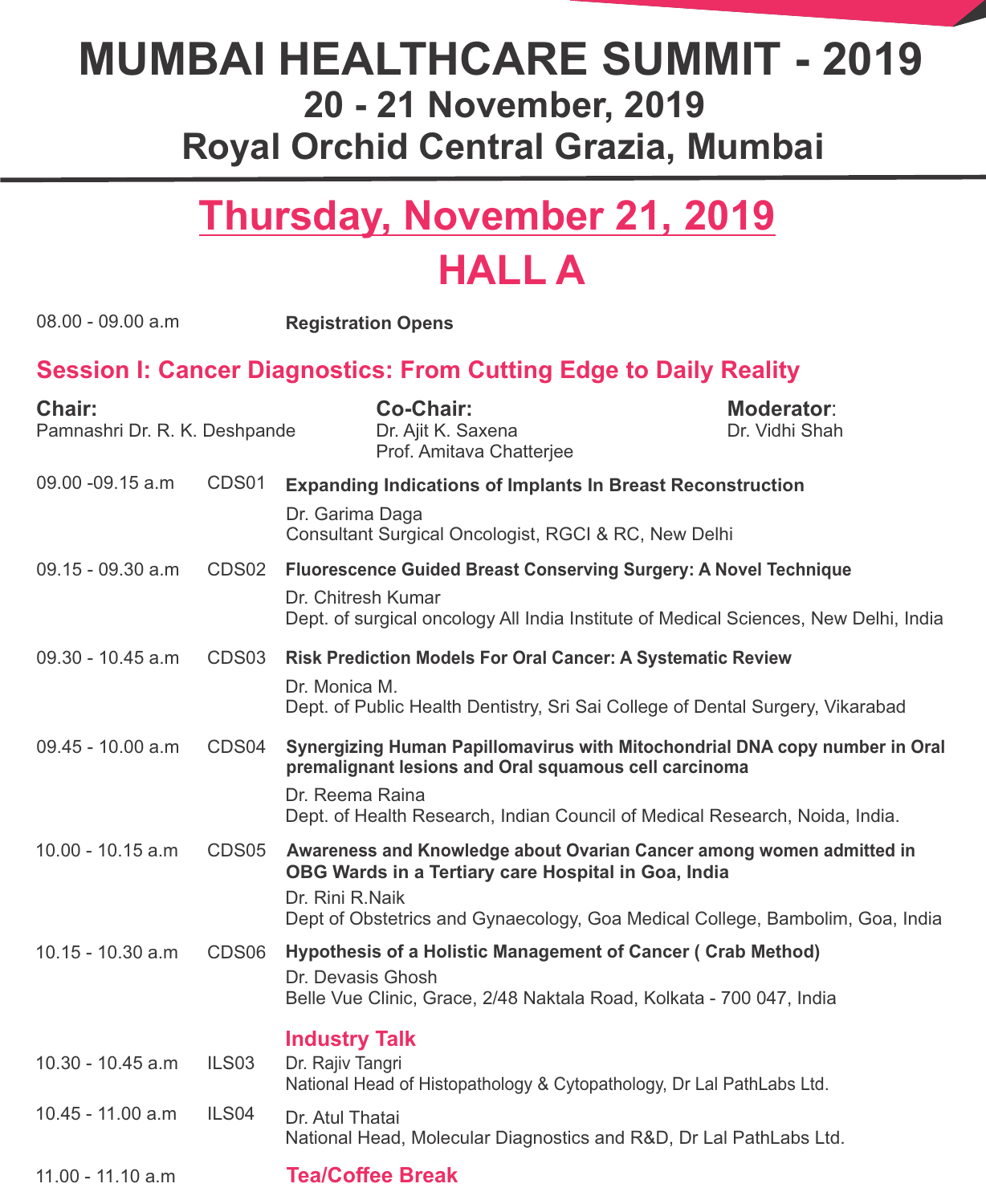# MUMBAI HEALTHCARE SUMMIT - 2019

## 20 - 21 November, 2019

## Royal Orchid Central Grazia, Mumbai

## Thursday, November 21, 2019

## HALL A

08.00 - 09.00 a.m **Registration Opens**

### Session I: Cancer Diagnostics: From Cutting Edge to Daily Reality

**Chair:**
Pamnashri Dr. R. K. Deshpande

**Co-Chair:**
Dr. Ajit K. Saxena
Prof. Amitava Chatterjee

**Moderator**:
Dr. Vidhi Shah

09.00 -09.15 a.m CDS01 **Expanding Indications of Implants In Breast Reconstruction**
Dr. Garima Daga
Consultant Surgical Oncologist, RGCI & RC, New Delhi

09.15 - 09.30 a.m CDS02 **Fluorescence Guided Breast Conserving Surgery: A Novel Technique**
Dr. Chitresh Kumar
Dept. of surgical oncology All India Institute of Medical Sciences, New Delhi, India

09.30 - 10.45 a.m CDS03 **Risk Prediction Models For Oral Cancer: A Systematic Review**
Dr. Monica M.
Dept. of Public Health Dentistry, Sri Sai College of Dental Surgery, Vikarabad

09.45 - 10.00 a.m CDS04 **Synergizing Human Papillomavirus with Mitochondrial DNA copy number in Oral premalignant lesions and Oral squamous cell carcinoma**
Dr. Reema Raina
Dept. of Health Research, Indian Council of Medical Research, Noida, India.

10.00 - 10.15 a.m CDS05 **Awareness and Knowledge about Ovarian Cancer among women admitted in OBG Wards in a Tertiary care Hospital in Goa, India**
Dr. Rini R.Naik
Dept of Obstetrics and Gynaecology, Goa Medical College, Bambolim, Goa, India

10.15 - 10.30 a.m CDS06 **Hypothesis of a Holistic Management of Cancer ( Crab Method)**
Dr. Devasis Ghosh
Belle Vue Clinic, Grace, 2/48 Naktala Road, Kolkata - 700 047, India

**Industry Talk**

10.30 - 10.45 a.m ILS03
Dr. Rajiv Tangri
National Head of Histopathology & Cytopathology, Dr Lal PathLabs Ltd.

10.45 - 11.00 a.m ILS04
Dr. Atul Thatai
National Head, Molecular Diagnostics and R&D, Dr Lal PathLabs Ltd.

11.00 - 11.10 a.m **Tea/Coffee Break**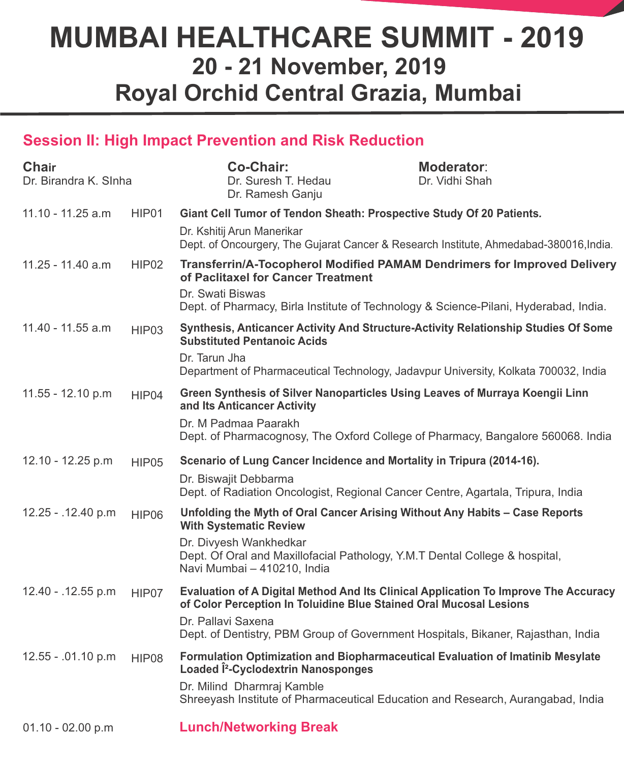# MUMBAI HEALTHCARE SUMMIT - 2019

## 20 - 21 November, 2019

## Royal Orchid Central Grazia, Mumbai

### Session II: High Impact Prevention and Risk Reduction

**Chair**
Dr. Birandra K. SInha

**Co-Chair:**
Dr. Suresh T. Hedau
Dr. Ramesh Ganju

**Moderator**:
Dr. Vidhi Shah

| Time | Code | Presentation |
|---|---|---|
| 11.10 - 11.25 a.m | HIP01 | **Giant Cell Tumor of Tendon Sheath: Prospective Study Of 20 Patients.** Dr. Kshitij Arun Manerikar, Dept. of Oncourgery, The Gujarat Cancer & Research Institute, Ahmedabad-380016,India. |
| 11.25 - 11.40 a.m | HIP02 | **Transferrin/A-Tocopherol Modified PAMAM Dendrimers for Improved Delivery of Paclitaxel for Cancer Treatment** Dr. Swati Biswas, Dept. of Pharmacy, Birla Institute of Technology & Science-Pilani, Hyderabad, India. |
| 11.40 - 11.55 a.m | HIP03 | **Synthesis, Anticancer Activity And Structure-Activity Relationship Studies Of Some Substituted Pentanoic Acids** Dr. Tarun Jha, Department of Pharmaceutical Technology, Jadavpur University, Kolkata 700032, India |
| 11.55 - 12.10 p.m | HIP04 | **Green Synthesis of Silver Nanoparticles Using Leaves of Murraya Koengii Linn and Its Anticancer Activity** Dr. M Padmaa Paarakh, Dept. of Pharmacognosy, The Oxford College of Pharmacy, Bangalore 560068. India |
| 12.10 - 12.25 p.m | HIP05 | **Scenario of Lung Cancer Incidence and Mortality in Tripura (2014-16).** Dr. Biswajit Debbarma, Dept. of Radiation Oncologist, Regional Cancer Centre, Agartala, Tripura, India |
| 12.25 - .12.40 p.m | HIP06 | **Unfolding the Myth of Oral Cancer Arising Without Any Habits – Case Reports With Systematic Review** Dr. Divyesh Wankhedkar, Dept. Of Oral and Maxillofacial Pathology, Y.M.T Dental College & hospital, Navi Mumbai – 410210, India |
| 12.40 - .12.55 p.m | HIP07 | **Evaluation of A Digital Method And Its Clinical Application To Improve The Accuracy of Color Perception In Toluidine Blue Stained Oral Mucosal Lesions** Dr. Pallavi Saxena, Dept. of Dentistry, PBM Group of Government Hospitals, Bikaner, Rajasthan, India |
| 12.55 - .01.10 p.m | HIP08 | **Formulation Optimization and Biopharmaceutical Evaluation of Imatinib Mesylate Loaded Î²-Cyclodextrin Nanosponges** Dr. Milind Dharmraj Kamble, Shreeyash Institute of Pharmaceutical Education and Research, Aurangabad, India |
| 01.10 - 02.00 p.m | | **Lunch/Networking Break** |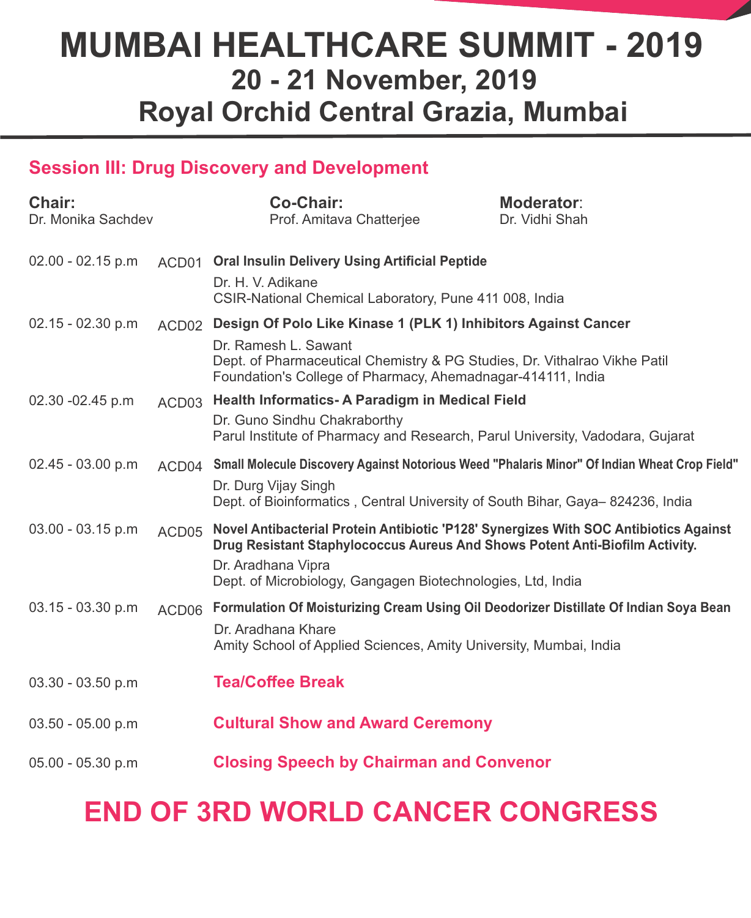# MUMBAI HEALTHCARE SUMMIT - 2019

## 20 - 21 November, 2019

## Royal Orchid Central Grazia, Mumbai

### Session III: Drug Discovery and Development

**Chair:**
Dr. Monika Sachdev

**Co-Chair:**
Prof. Amitava Chatterjee

**Moderator**:
Dr. Vidhi Shah

02.00 - 02.15 p.m ACD01 **Oral Insulin Delivery Using Artificial Peptide**
Dr. H. V. Adikane
CSIR-National Chemical Laboratory, Pune 411 008, India

02.15 - 02.30 p.m ACD02 **Design Of Polo Like Kinase 1 (PLK 1) Inhibitors Against Cancer**
Dr. Ramesh L. Sawant
Dept. of Pharmaceutical Chemistry & PG Studies, Dr. Vithalrao Vikhe Patil Foundation's College of Pharmacy, Ahemadnagar-414111, India

02.30 -02.45 p.m ACD03 **Health Informatics- A Paradigm in Medical Field**
Dr. Guno Sindhu Chakraborthy
Parul Institute of Pharmacy and Research, Parul University, Vadodara, Gujarat

02.45 - 03.00 p.m ACD04 **Small Molecule Discovery Against Notorious Weed "Phalaris Minor" Of Indian Wheat Crop Field"**
Dr. Durg Vijay Singh
Dept. of Bioinformatics , Central University of South Bihar, Gaya– 824236, India

03.00 - 03.15 p.m ACD05 **Novel Antibacterial Protein Antibiotic 'P128' Synergizes With SOC Antibiotics Against Drug Resistant Staphylococcus Aureus And Shows Potent Anti-Biofilm Activity.**
Dr. Aradhana Vipra
Dept. of Microbiology, Gangagen Biotechnologies, Ltd, India

03.15 - 03.30 p.m ACD06 **Formulation Of Moisturizing Cream Using Oil Deodorizer Distillate Of Indian Soya Bean**
Dr. Aradhana Khare
Amity School of Applied Sciences, Amity University, Mumbai, India

03.30 - 03.50 p.m **Tea/Coffee Break**

03.50 - 05.00 p.m **Cultural Show and Award Ceremony**

05.00 - 05.30 p.m **Closing Speech by Chairman and Convenor**

## END OF 3RD WORLD CANCER CONGRESS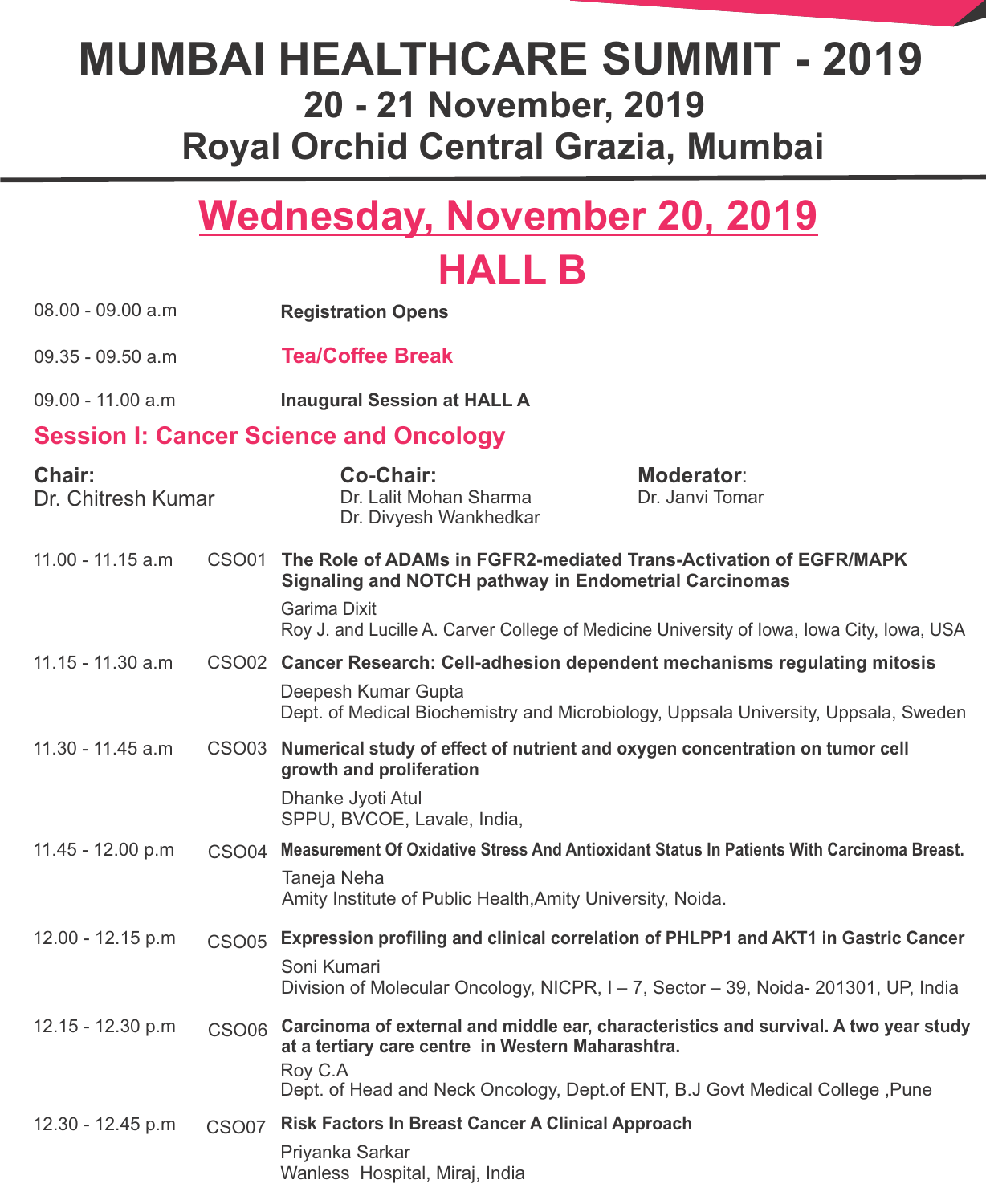# MUMBAI HEALTHCARE SUMMIT - 2019

## 20 - 21 November, 2019

## Royal Orchid Central Grazia, Mumbai

## Wednesday, November 20, 2019

## HALL B

| | |
|---|---|
| 08.00 - 09.00 a.m | **Registration Opens** |
| 09.35 - 09.50 a.m | **Tea/Coffee Break** |
| 09.00 - 11.00 a.m | **Inaugural Session at HALL A** |

### Session I: Cancer Science and Oncology

**Chair:**
Dr. Chitresh Kumar

**Co-Chair:**
Dr. Lalit Mohan Sharma
Dr. Divyesh Wankhedkar

**Moderator**:
Dr. Janvi Tomar

| Time | Code | Presentation |
|---|---|---|
| 11.00 - 11.15 a.m | CSO01 | **The Role of ADAMs in FGFR2-mediated Trans-Activation of EGFR/MAPK Signaling and NOTCH pathway in Endometrial Carcinomas**<br>Garima Dixit<br>Roy J. and Lucille A. Carver College of Medicine University of Iowa, Iowa City, Iowa, USA |
| 11.15 - 11.30 a.m | CSO02 | **Cancer Research: Cell-adhesion dependent mechanisms regulating mitosis**<br>Deepesh Kumar Gupta<br>Dept. of Medical Biochemistry and Microbiology, Uppsala University, Uppsala, Sweden |
| 11.30 - 11.45 a.m | CSO03 | **Numerical study of effect of nutrient and oxygen concentration on tumor cell growth and proliferation**<br>Dhanke Jyoti Atul<br>SPPU, BVCOE, Lavale, India, |
| 11.45 - 12.00 p.m | CSO04 | **Measurement Of Oxidative Stress And Antioxidant Status In Patients With Carcinoma Breast.**<br>Taneja Neha<br>Amity Institute of Public Health,Amity University, Noida. |
| 12.00 - 12.15 p.m | CSO05 | **Expression profiling and clinical correlation of PHLPP1 and AKT1 in Gastric Cancer**<br>Soni Kumari<br>Division of Molecular Oncology, NICPR, I – 7, Sector – 39, Noida- 201301, UP, India |
| 12.15 - 12.30 p.m | CSO06 | **Carcinoma of external and middle ear, characteristics and survival. A two year study at a tertiary care centre in Western Maharashtra.**<br>Roy C.A<br>Dept. of Head and Neck Oncology, Dept.of ENT, B.J Govt Medical College ,Pune |
| 12.30 - 12.45 p.m | CSO07 | **Risk Factors In Breast Cancer A Clinical Approach**<br>Priyanka Sarkar<br>Wanless Hospital, Miraj, India |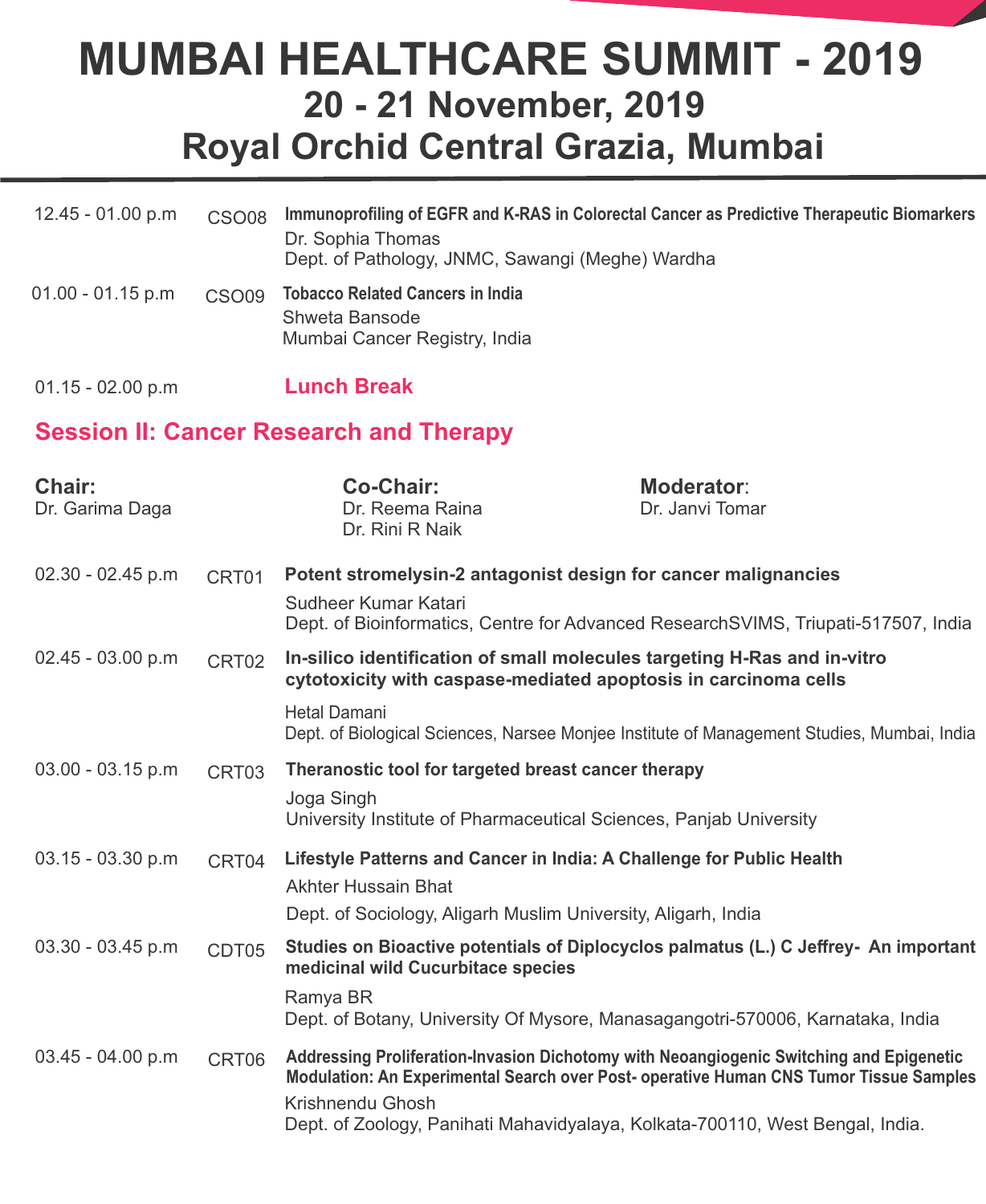# MUMBAI HEALTHCARE SUMMIT - 2019

## 20 - 21 November, 2019

## Royal Orchid Central Grazia, Mumbai

12.45 - 01.00 p.m — CSO08 — **Immunoprofiling of EGFR and K-RAS in Colorectal Cancer as Predictive Therapeutic Biomarkers**
Dr. Sophia Thomas
Dept. of Pathology, JNMC, Sawangi (Meghe) Wardha

01.00 - 01.15 p.m — CSO09 — **Tobacco Related Cancers in India**
Shweta Bansode
Mumbai Cancer Registry, India

01.15 - 02.00 p.m — **Lunch Break**

## Session II: Cancer Research and Therapy

**Chair:**
Dr. Garima Daga

**Co-Chair:**
Dr. Reema Raina
Dr. Rini R Naik

**Moderator**:
Dr. Janvi Tomar

02.30 - 02.45 p.m — CRT01 — **Potent stromelysin-2 antagonist design for cancer malignancies**
Sudheer Kumar Katari
Dept. of Bioinformatics, Centre for Advanced ResearchSVIMS, Triupati-517507, India

02.45 - 03.00 p.m — CRT02 — **In-silico identification of small molecules targeting H-Ras and in-vitro cytotoxicity with caspase-mediated apoptosis in carcinoma cells**
Hetal Damani
Dept. of Biological Sciences, Narsee Monjee Institute of Management Studies, Mumbai, India

03.00 - 03.15 p.m — CRT03 — **Theranostic tool for targeted breast cancer therapy**
Joga Singh
University Institute of Pharmaceutical Sciences, Panjab University

03.15 - 03.30 p.m — CRT04 — **Lifestyle Patterns and Cancer in India: A Challenge for Public Health**
Akhter Hussain Bhat
Dept. of Sociology, Aligarh Muslim University, Aligarh, India

03.30 - 03.45 p.m — CDT05 — **Studies on Bioactive potentials of Diplocyclos palmatus (L.) C Jeffrey- An important medicinal wild Cucurbitace species**
Ramya BR
Dept. of Botany, University Of Mysore, Manasagangotri-570006, Karnataka, India

03.45 - 04.00 p.m — CRT06 — **Addressing Proliferation-Invasion Dichotomy with Neoangiogenic Switching and Epigenetic Modulation: An Experimental Search over Post- operative Human CNS Tumor Tissue Samples**
Krishnendu Ghosh
Dept. of Zoology, Panihati Mahavidyalaya, Kolkata-700110, West Bengal, India.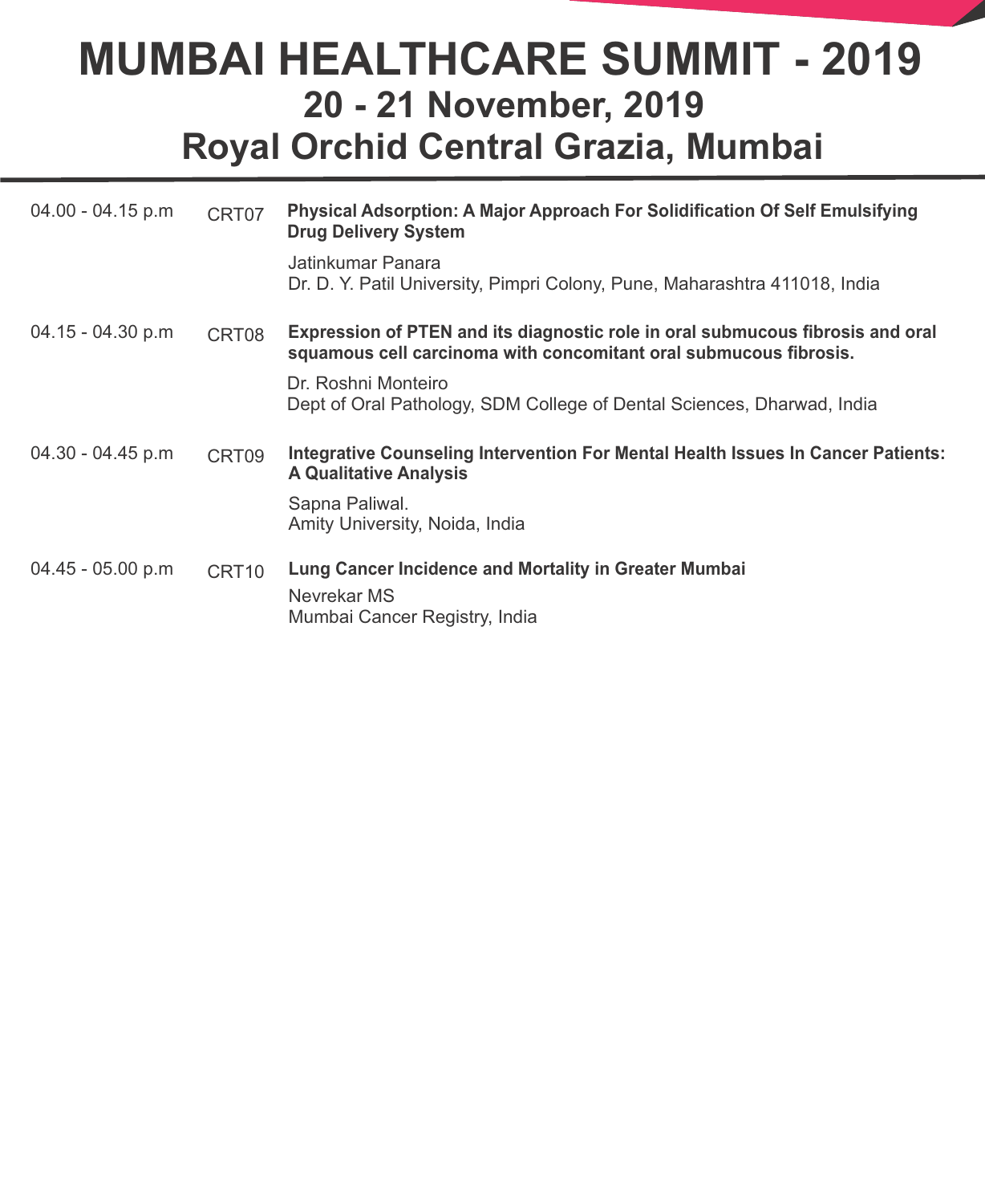| Time | Code | Presentation |
| --- | --- | --- |
| 04.00 - 04.15 p.m | CRT07 | **Physical Adsorption: A Major Approach For Solidification Of Self Emulsifying Drug Delivery System**<br>Jatinkumar Panara<br>Dr. D. Y. Patil University, Pimpri Colony, Pune, Maharashtra 411018, India |
| 04.15 - 04.30 p.m | CRT08 | **Expression of PTEN and its diagnostic role in oral submucous fibrosis and oral squamous cell carcinoma with concomitant oral submucous fibrosis.**<br>Dr. Roshni Monteiro<br>Dept of Oral Pathology, SDM College of Dental Sciences, Dharwad, India |
| 04.30 - 04.45 p.m | CRT09 | **Integrative Counseling Intervention For Mental Health Issues In Cancer Patients: A Qualitative Analysis**<br>Sapna Paliwal.<br>Amity University, Noida, India |
| 04.45 - 05.00 p.m | CRT10 | **Lung Cancer Incidence and Mortality in Greater Mumbai**<br>Nevrekar MS<br>Mumbai Cancer Registry, India |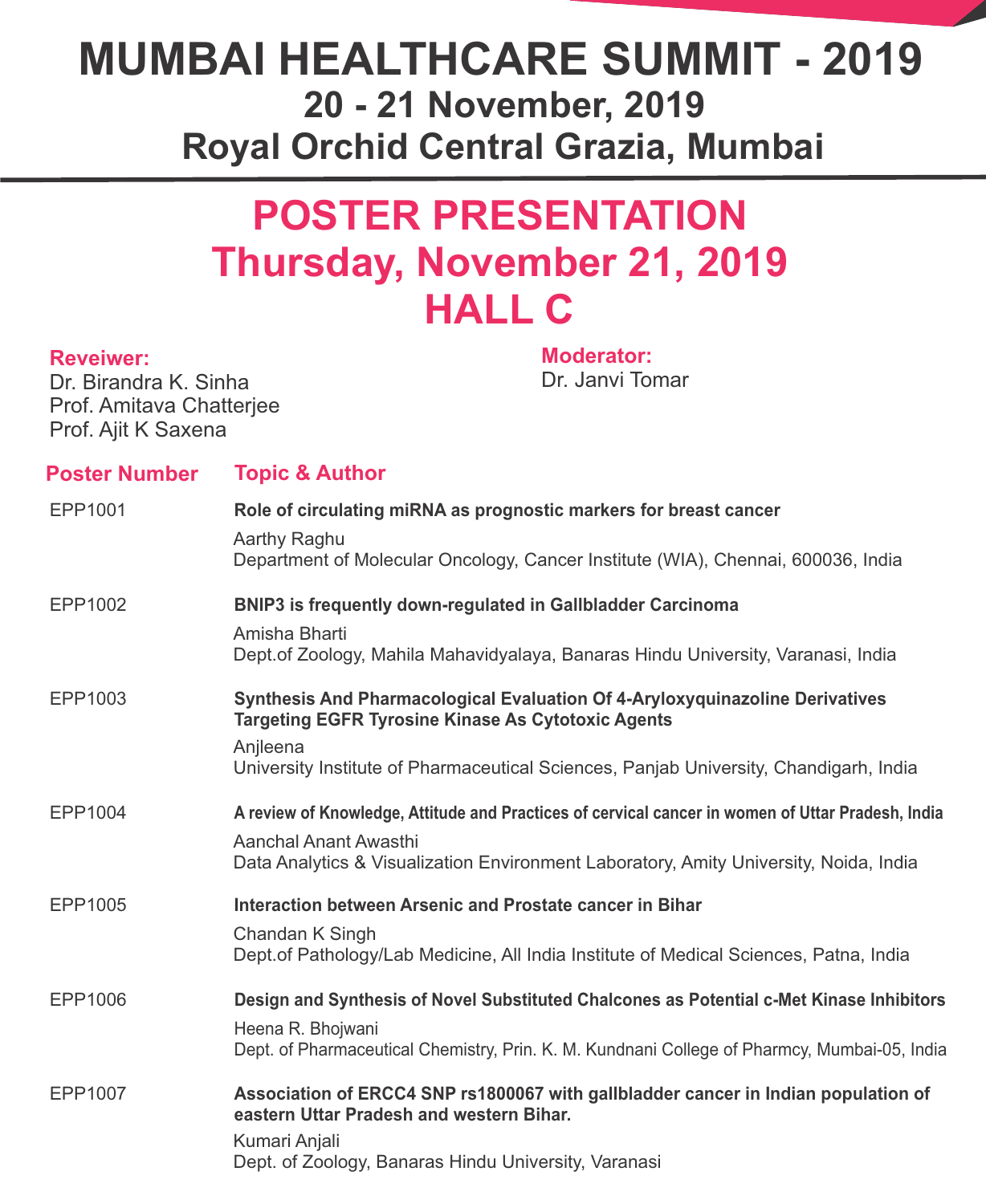# MUMBAI HEALTHCARE SUMMIT - 2019

## 20 - 21 November, 2019

## Royal Orchid Central Grazia, Mumbai

# POSTER PRESENTATION

# Thursday, November 21, 2019

# HALL C

**Reveiwer:**
Dr. Birandra K. Sinha
Prof. Amitava Chatterjee
Prof. Ajit K Saxena

**Moderator:**
Dr. Janvi Tomar

| Poster Number | Topic & Author |
|---|---|
| EPP1001 | **Role of circulating miRNA as prognostic markers for breast cancer**<br>Aarthy Raghu<br>Department of Molecular Oncology, Cancer Institute (WIA), Chennai, 600036, India |
| EPP1002 | **BNIP3 is frequently down-regulated in Gallbladder Carcinoma**<br>Amisha Bharti<br>Dept.of Zoology, Mahila Mahavidyalaya, Banaras Hindu University, Varanasi, India |
| EPP1003 | **Synthesis And Pharmacological Evaluation Of 4-Aryloxyquinazoline Derivatives Targeting EGFR Tyrosine Kinase As Cytotoxic Agents**<br>Anjleena<br>University Institute of Pharmaceutical Sciences, Panjab University, Chandigarh, India |
| EPP1004 | **A review of Knowledge, Attitude and Practices of cervical cancer in women of Uttar Pradesh, India**<br>Aanchal Anant Awasthi<br>Data Analytics & Visualization Environment Laboratory, Amity University, Noida, India |
| EPP1005 | **Interaction between Arsenic and Prostate cancer in Bihar**<br>Chandan K Singh<br>Dept.of Pathology/Lab Medicine, All India Institute of Medical Sciences, Patna, India |
| EPP1006 | **Design and Synthesis of Novel Substituted Chalcones as Potential c-Met Kinase Inhibitors**<br>Heena R. Bhojwani<br>Dept. of Pharmaceutical Chemistry, Prin. K. M. Kundnani College of Pharmcy, Mumbai-05, India |
| EPP1007 | **Association of ERCC4 SNP rs1800067 with gallbladder cancer in Indian population of eastern Uttar Pradesh and western Bihar.**<br>Kumari Anjali<br>Dept. of Zoology, Banaras Hindu University, Varanasi |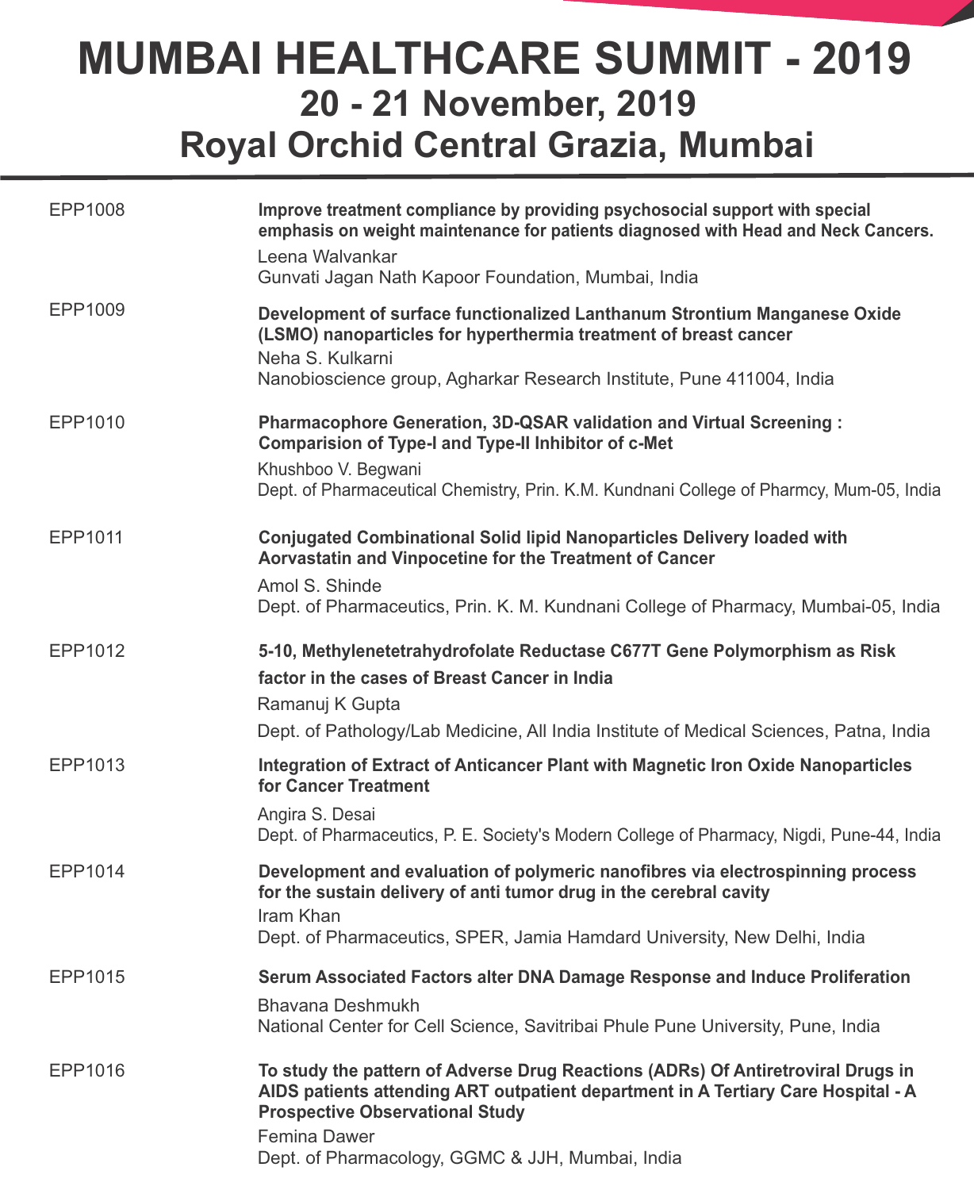EPP1008

**Improve treatment compliance by providing psychosocial support with special emphasis on weight maintenance for patients diagnosed with Head and Neck Cancers.**

Leena Walvankar
Gunvati Jagan Nath Kapoor Foundation, Mumbai, India

EPP1009

**Development of surface functionalized Lanthanum Strontium Manganese Oxide (LSMO) nanoparticles for hyperthermia treatment of breast cancer**

Neha S. Kulkarni
Nanobioscience group, Agharkar Research Institute, Pune 411004, India

EPP1010

**Pharmacophore Generation, 3D-QSAR validation and Virtual Screening : Comparision of Type-I and Type-II Inhibitor of c-Met**

Khushboo V. Begwani
Dept. of Pharmaceutical Chemistry, Prin. K.M. Kundnani College of Pharmcy, Mum-05, India

EPP1011

**Conjugated Combinational Solid lipid Nanoparticles Delivery loaded with Aorvastatin and Vinpocetine for the Treatment of Cancer**

Amol S. Shinde
Dept. of Pharmaceutics, Prin. K. M. Kundnani College of Pharmacy, Mumbai-05, India

EPP1012

**5-10, Methylenetetrahydrofolate Reductase C677T Gene Polymorphism as Risk factor in the cases of Breast Cancer in India**

Ramanuj K Gupta
Dept. of Pathology/Lab Medicine, All India Institute of Medical Sciences, Patna, India

EPP1013

**Integration of Extract of Anticancer Plant with Magnetic Iron Oxide Nanoparticles for Cancer Treatment**

Angira S. Desai
Dept. of Pharmaceutics, P. E. Society's Modern College of Pharmacy, Nigdi, Pune-44, India

EPP1014

**Development and evaluation of polymeric nanofibres via electrospinning process for the sustain delivery of anti tumor drug in the cerebral cavity**

Iram Khan
Dept. of Pharmaceutics, SPER, Jamia Hamdard University, New Delhi, India

EPP1015

**Serum Associated Factors alter DNA Damage Response and Induce Proliferation**

Bhavana Deshmukh
National Center for Cell Science, Savitribai Phule Pune University, Pune, India

EPP1016

**To study the pattern of Adverse Drug Reactions (ADRs) Of Antiretroviral Drugs in AIDS patients attending ART outpatient department in A Tertiary Care Hospital - A Prospective Observational Study**

Femina Dawer
Dept. of Pharmacology, GGMC & JJH, Mumbai, India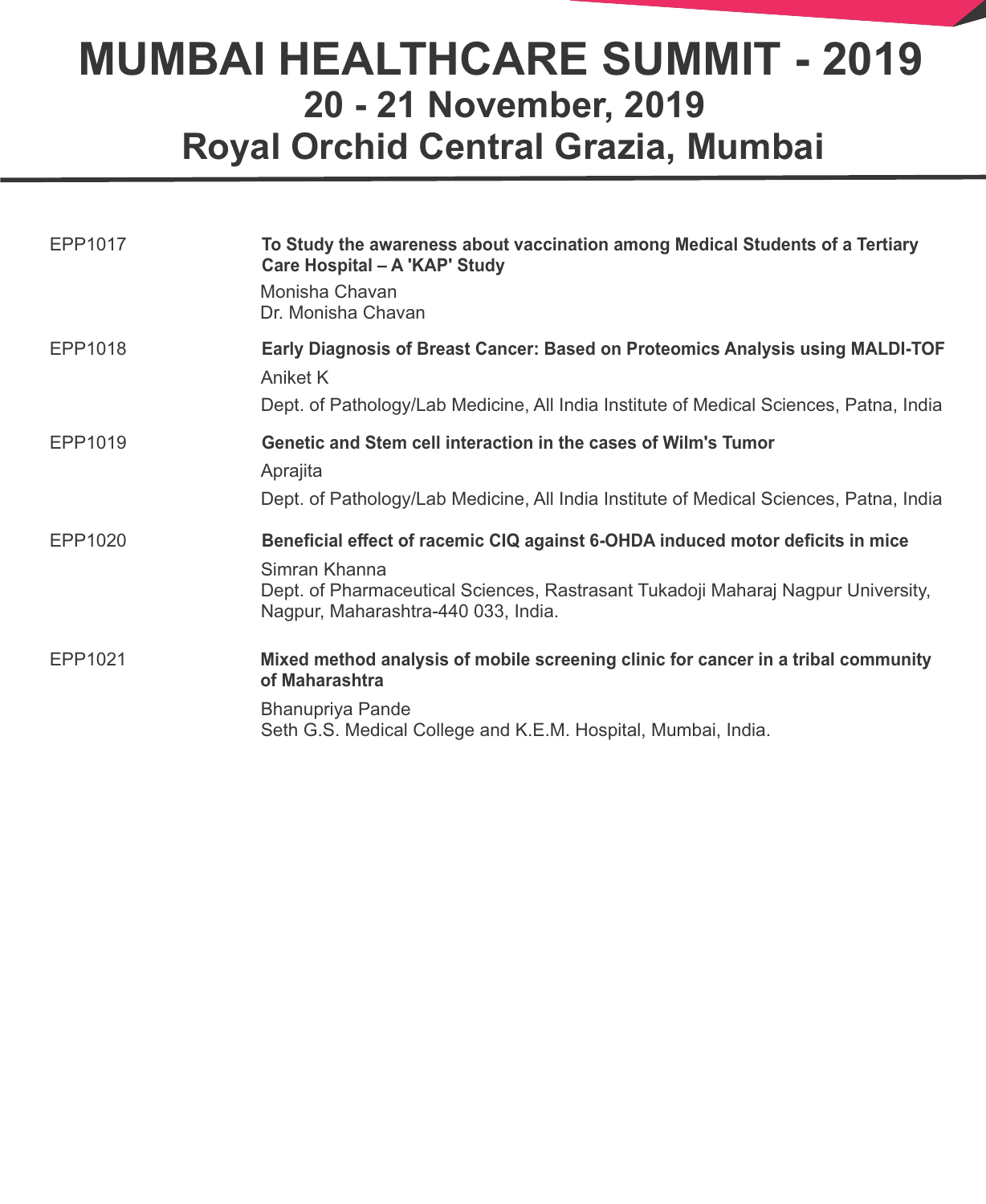| | |
|---|---|
| EPP1017 | **To Study the awareness about vaccination among Medical Students of a Tertiary Care Hospital – A 'KAP' Study**<br>Monisha Chavan<br>Dr. Monisha Chavan |
| EPP1018 | **Early Diagnosis of Breast Cancer: Based on Proteomics Analysis using MALDI-TOF**<br>Aniket K<br>Dept. of Pathology/Lab Medicine, All India Institute of Medical Sciences, Patna, India |
| EPP1019 | **Genetic and Stem cell interaction in the cases of Wilm's Tumor**<br>Aprajita<br>Dept. of Pathology/Lab Medicine, All India Institute of Medical Sciences, Patna, India |
| EPP1020 | **Beneficial effect of racemic CIQ against 6-OHDA induced motor deficits in mice**<br>Simran Khanna<br>Dept. of Pharmaceutical Sciences, Rastrasant Tukadoji Maharaj Nagpur University, Nagpur, Maharashtra-440 033, India. |
| EPP1021 | **Mixed method analysis of mobile screening clinic for cancer in a tribal community of Maharashtra**<br>Bhanupriya Pande<br>Seth G.S. Medical College and K.E.M. Hospital, Mumbai, India. |